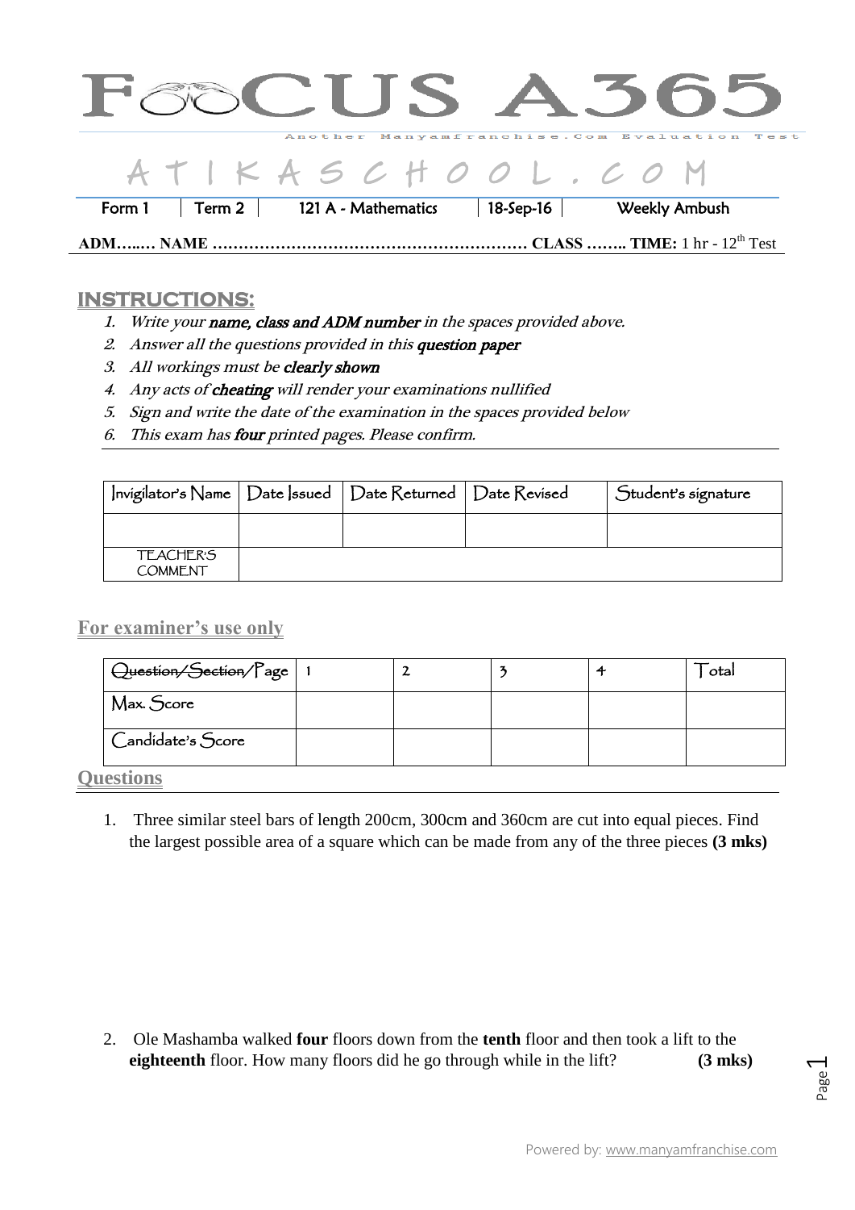# FOCUS A365

Another Manyamfranchise.Com Evaluation Test

ATIKASCHOOL.COM

| Form 1 | Term 2 | 121 A - Mathematics | 18-Sep-16 | Weekly Ambush |
| --- | --- | --- | --- | --- |

**ADM…..… NAME …………………………………………………… CLASS …….. TIME:** 1 hr - 12th Test

## INSTRUCTIONS:

1. *Write your **name, class and ADM number** in the spaces provided above.*
2. *Answer all the questions provided in this **question paper***
3. *All workings must be **clearly shown***
4. *Any acts of **cheating** will render your examinations nullified*
5. *Sign and write the date of the examination in the spaces provided below*
6. *This exam has **four** printed pages. Please confirm.*

| Invigilator's Name | Date Issued | Date Returned | Date Revised | Student's signature |
| --- | --- | --- | --- | --- |
| | | | | |
| TEACHER'S COMMENT | | | | |

### For examiner's use only

| Question/Section/Page | 1 | 2 | 3 | 4 | Total |
| --- | --- | --- | --- | --- | --- |
| Max. Score | | | | | |
| Candidate's Score | | | | | |

### Questions

1. Three similar steel bars of length 200cm, 300cm and 360cm are cut into equal pieces. Find the largest possible area of a square which can be made from any of the three pieces **(3 mks)**

2. Ole Mashamba walked **four** floors down from the **tenth** floor and then took a lift to the **eighteenth** floor. How many floors did he go through while in the lift? **(3 mks)**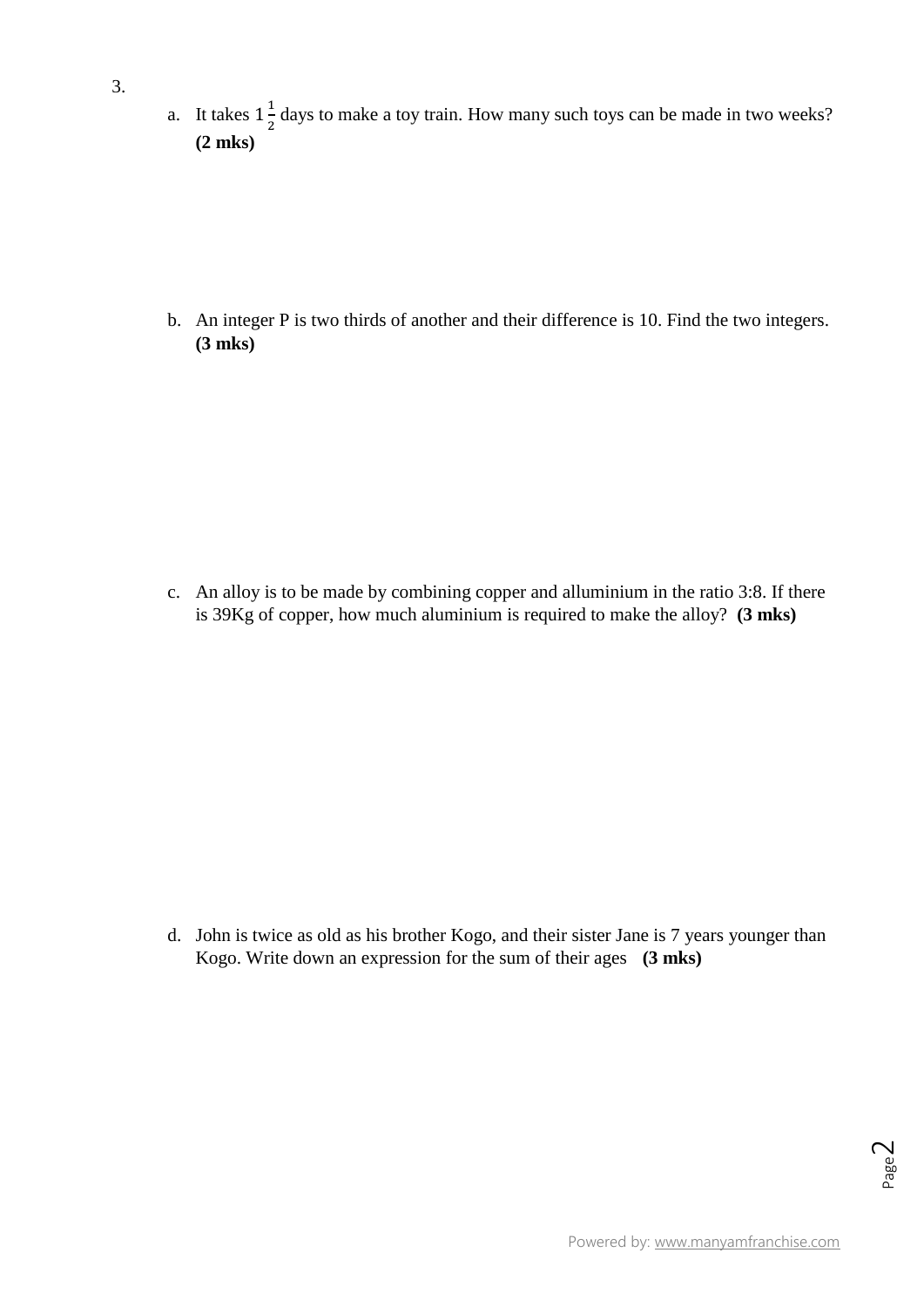3.

a. It takes $1\frac{1}{2}$ days to make a toy train. How many such toys can be made in two weeks? **(2 mks)**

b. An integer P is two thirds of another and their difference is 10. Find the two integers. **(3 mks)**

c. An alloy is to be made by combining copper and alluminium in the ratio 3:8. If there is 39Kg of copper, how much aluminium is required to make the alloy? **(3 mks)**

d. John is twice as old as his brother Kogo, and their sister Jane is 7 years younger than Kogo. Write down an expression for the sum of their ages **(3 mks)**

Powered by: www.manyamfranchise.com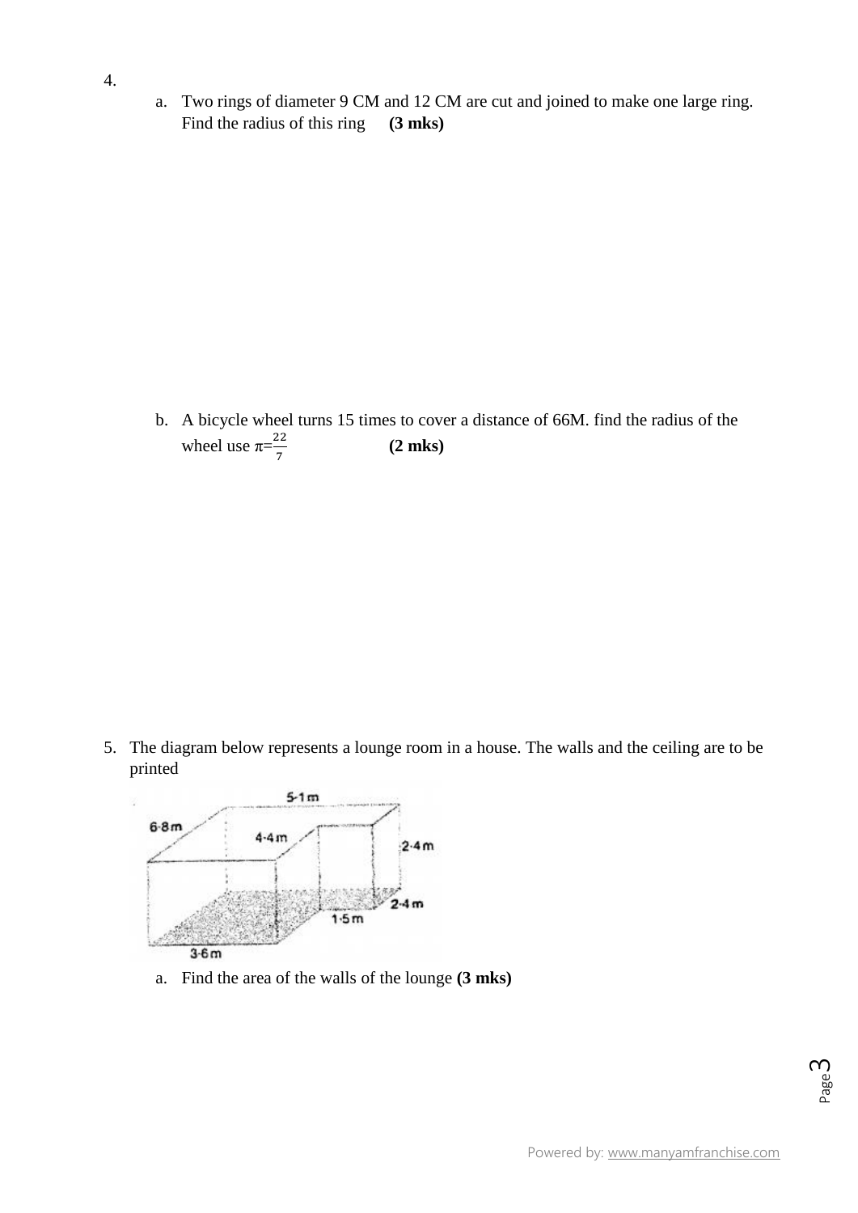4.

a. Two rings of diameter 9 CM and 12 CM are cut and joined to make one large ring. Find the radius of this ring **(3 mks)**

b. A bicycle wheel turns 15 times to cover a distance of 66M. find the radius of the wheel use $\pi=\frac{22}{7}$ **(2 mks)**

5. The diagram below represents a lounge room in a house. The walls and the ceiling are to be printed

a. Find the area of the walls of the lounge **(3 mks)**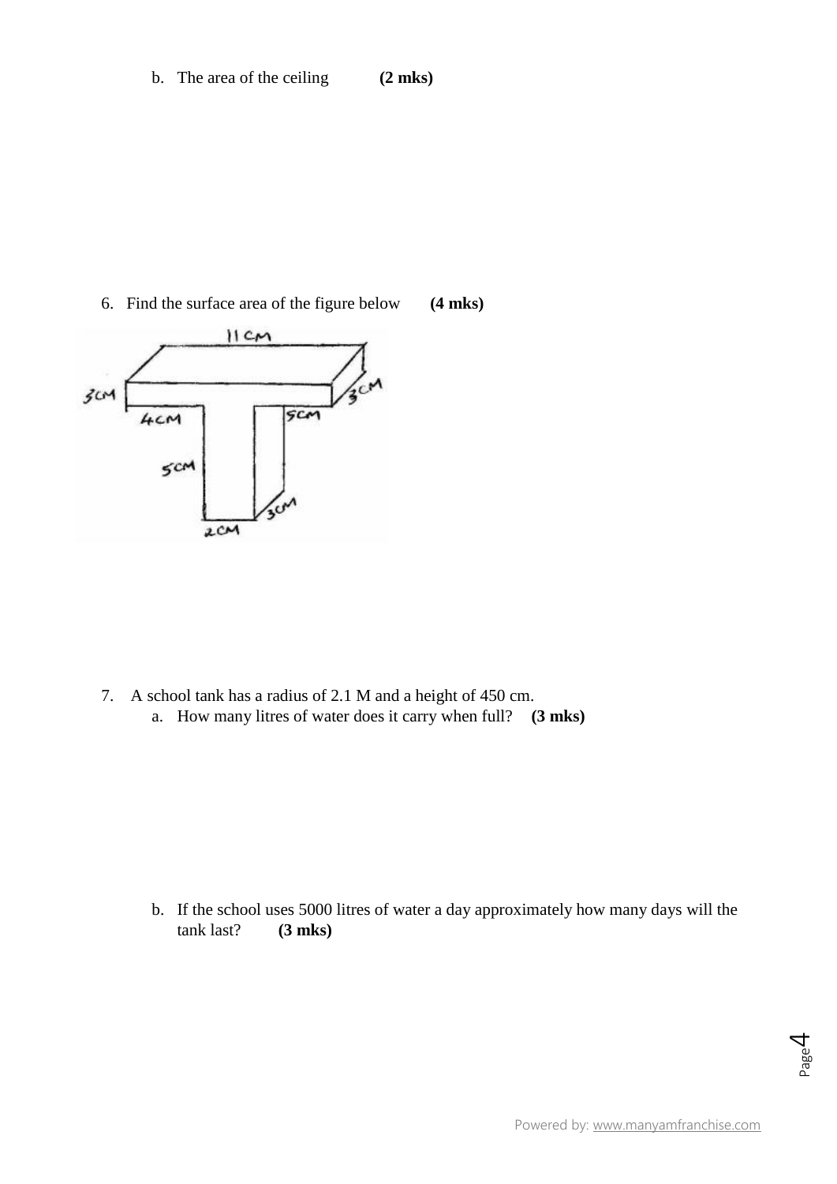b. The area of the ceiling **(2 mks)**

6. Find the surface area of the figure below **(4 mks)**

11 CM
3CM
3CM
4CM
5CM
5CM
3CM
2CM

7. A school tank has a radius of 2.1 M and a height of 450 cm.
   a. How many litres of water does it carry when full? **(3 mks)**

   b. If the school uses 5000 litres of water a day approximately how many days will the tank last? **(3 mks)**